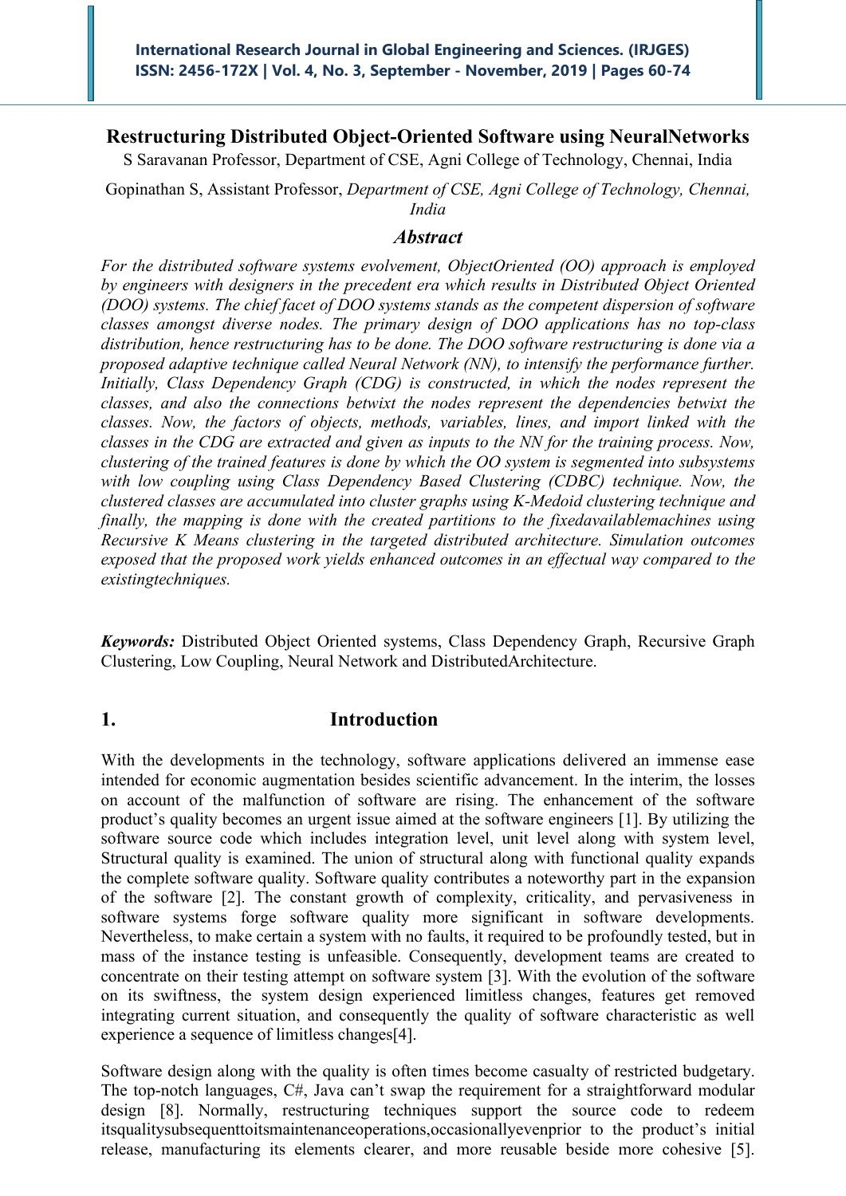# Restructuring Distributed Object-Oriented Software using NeuralNetworks

S Saravanan Professor, Department of CSE, Agni College of Technology, Chennai, India

Gopinathan S, Assistant Professor, *Department of CSE, Agni College of Technology, Chennai, India*

## *Abstract*

*For the distributed software systems evolvement, ObjectOriented (OO) approach is employed by engineers with designers in the precedent era which results in Distributed Object Oriented (DOO) systems. The chief facet of DOO systems stands as the competent dispersion of software classes amongst diverse nodes. The primary design of DOO applications has no top-class distribution, hence restructuring has to be done. The DOO software restructuring is done via a proposed adaptive technique called Neural Network (NN), to intensify the performance further. Initially, Class Dependency Graph (CDG) is constructed, in which the nodes represent the classes, and also the connections betwixt the nodes represent the dependencies betwixt the classes. Now, the factors of objects, methods, variables, lines, and import linked with the classes in the CDG are extracted and given as inputs to the NN for the training process. Now, clustering of the trained features is done by which the OO system is segmented into subsystems with low coupling using Class Dependency Based Clustering (CDBC) technique. Now, the clustered classes are accumulated into cluster graphs using K-Medoid clustering technique and finally, the mapping is done with the created partitions to the fixedavailablemachines using Recursive K Means clustering in the targeted distributed architecture. Simulation outcomes exposed that the proposed work yields enhanced outcomes in an effectual way compared to the existingtechniques.*

***Keywords:*** Distributed Object Oriented systems, Class Dependency Graph, Recursive Graph Clustering, Low Coupling, Neural Network and DistributedArchitecture.

## 1. Introduction

With the developments in the technology, software applications delivered an immense ease intended for economic augmentation besides scientific advancement. In the interim, the losses on account of the malfunction of software are rising. The enhancement of the software product's quality becomes an urgent issue aimed at the software engineers [1]. By utilizing the software source code which includes integration level, unit level along with system level, Structural quality is examined. The union of structural along with functional quality expands the complete software quality. Software quality contributes a noteworthy part in the expansion of the software [2]. The constant growth of complexity, criticality, and pervasiveness in software systems forge software quality more significant in software developments. Nevertheless, to make certain a system with no faults, it required to be profoundly tested, but in mass of the instance testing is unfeasible. Consequently, development teams are created to concentrate on their testing attempt on software system [3]. With the evolution of the software on its swiftness, the system design experienced limitless changes, features get removed integrating current situation, and consequently the quality of software characteristic as well experience a sequence of limitless changes[4].

Software design along with the quality is often times become casualty of restricted budgetary. The top-notch languages, C#, Java can't swap the requirement for a straightforward modular design [8]. Normally, restructuring techniques support the source code to redeem itsqualitysubsequenttoitsmaintenanceoperations,occasionallyevenprior to the product's initial release, manufacturing its elements clearer, and more reusable beside more cohesive [5].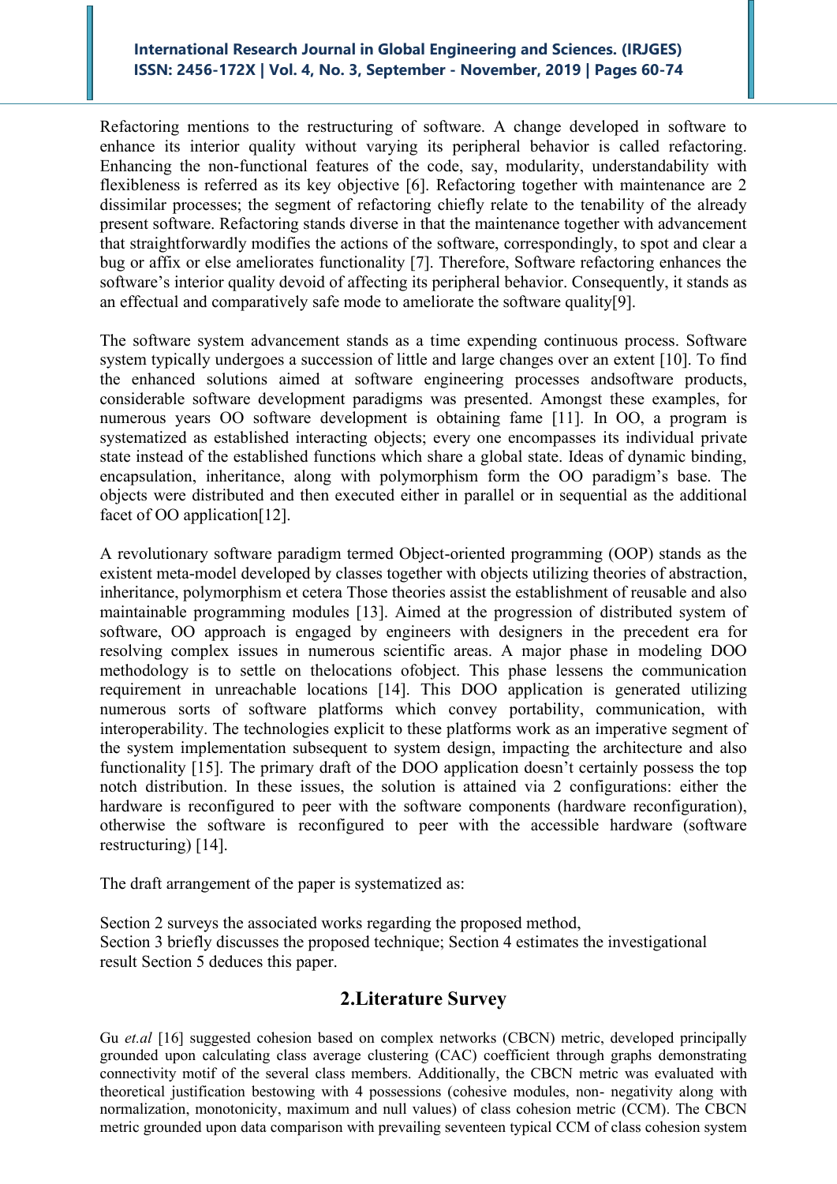Refactoring mentions to the restructuring of software. A change developed in software to enhance its interior quality without varying its peripheral behavior is called refactoring. Enhancing the non-functional features of the code, say, modularity, understandability with flexibleness is referred as its key objective [6]. Refactoring together with maintenance are 2 dissimilar processes; the segment of refactoring chiefly relate to the tenability of the already present software. Refactoring stands diverse in that the maintenance together with advancement that straightforwardly modifies the actions of the software, correspondingly, to spot and clear a bug or affix or else ameliorates functionality [7]. Therefore, Software refactoring enhances the software's interior quality devoid of affecting its peripheral behavior. Consequently, it stands as an effectual and comparatively safe mode to ameliorate the software quality[9].

The software system advancement stands as a time expending continuous process. Software system typically undergoes a succession of little and large changes over an extent [10]. To find the enhanced solutions aimed at software engineering processes andsoftware products, considerable software development paradigms was presented. Amongst these examples, for numerous years OO software development is obtaining fame [11]. In OO, a program is systematized as established interacting objects; every one encompasses its individual private state instead of the established functions which share a global state. Ideas of dynamic binding, encapsulation, inheritance, along with polymorphism form the OO paradigm's base. The objects were distributed and then executed either in parallel or in sequential as the additional facet of OO application[12].

A revolutionary software paradigm termed Object-oriented programming (OOP) stands as the existent meta-model developed by classes together with objects utilizing theories of abstraction, inheritance, polymorphism et cetera Those theories assist the establishment of reusable and also maintainable programming modules [13]. Aimed at the progression of distributed system of software, OO approach is engaged by engineers with designers in the precedent era for resolving complex issues in numerous scientific areas. A major phase in modeling DOO methodology is to settle on thelocations ofobject. This phase lessens the communication requirement in unreachable locations [14]. This DOO application is generated utilizing numerous sorts of software platforms which convey portability, communication, with interoperability. The technologies explicit to these platforms work as an imperative segment of the system implementation subsequent to system design, impacting the architecture and also functionality [15]. The primary draft of the DOO application doesn't certainly possess the top notch distribution. In these issues, the solution is attained via 2 configurations: either the hardware is reconfigured to peer with the software components (hardware reconfiguration), otherwise the software is reconfigured to peer with the accessible hardware (software restructuring) [14].

The draft arrangement of the paper is systematized as:

Section 2 surveys the associated works regarding the proposed method,
Section 3 briefly discusses the proposed technique; Section 4 estimates the investigational result Section 5 deduces this paper.

## 2.Literature Survey

Gu *et.al* [16] suggested cohesion based on complex networks (CBCN) metric, developed principally grounded upon calculating class average clustering (CAC) coefficient through graphs demonstrating connectivity motif of the several class members. Additionally, the CBCN metric was evaluated with theoretical justification bestowing with 4 possessions (cohesive modules, non- negativity along with normalization, monotonicity, maximum and null values) of class cohesion metric (CCM). The CBCN metric grounded upon data comparison with prevailing seventeen typical CCM of class cohesion system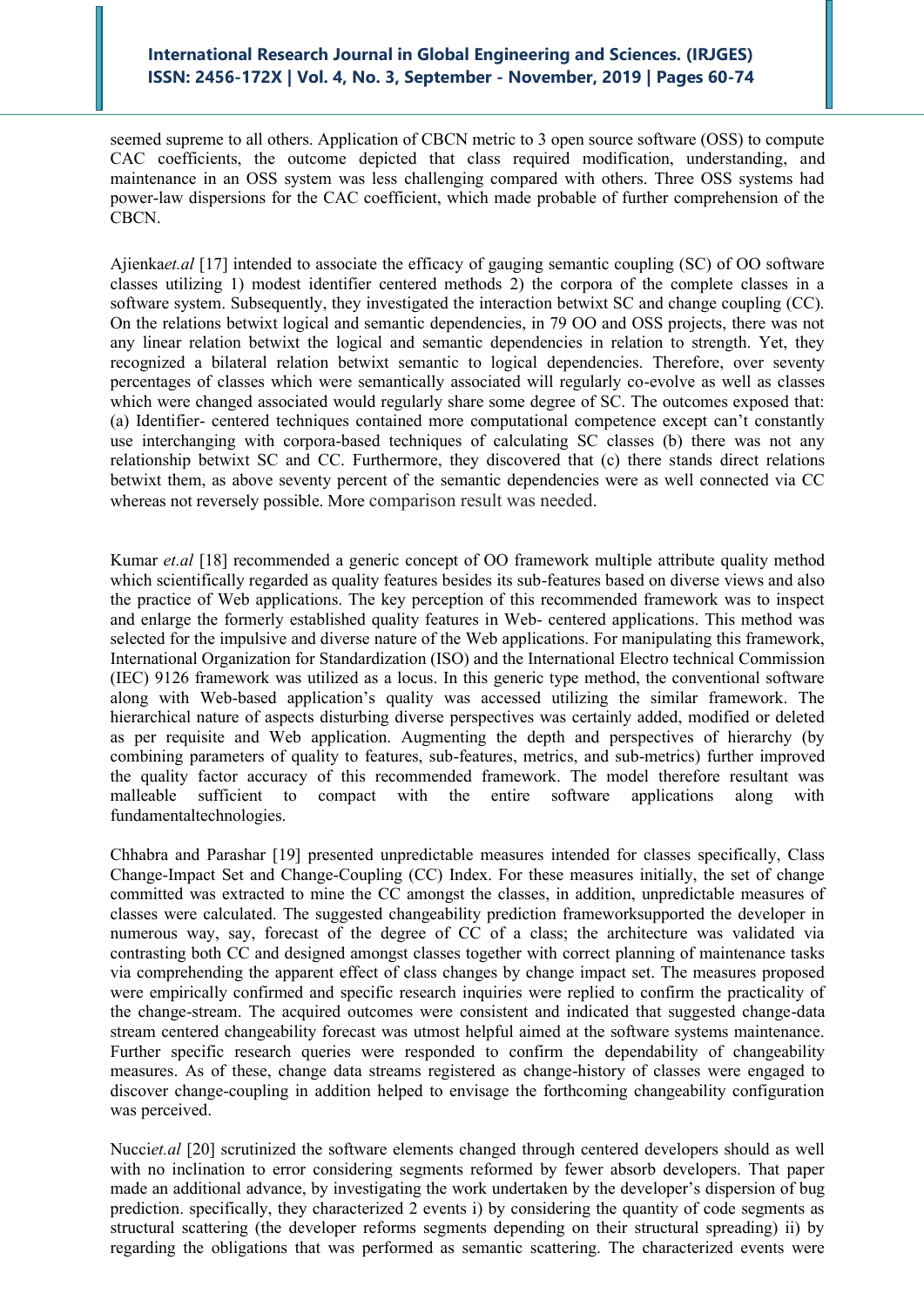seemed supreme to all others. Application of CBCN metric to 3 open source software (OSS) to compute CAC coefficients, the outcome depicted that class required modification, understanding, and maintenance in an OSS system was less challenging compared with others. Three OSS systems had power-law dispersions for the CAC coefficient, which made probable of further comprehension of the CBCN.

Ajienka*et.al* [17] intended to associate the efficacy of gauging semantic coupling (SC) of OO software classes utilizing 1) modest identifier centered methods 2) the corpora of the complete classes in a software system. Subsequently, they investigated the interaction betwixt SC and change coupling (CC). On the relations betwixt logical and semantic dependencies, in 79 OO and OSS projects, there was not any linear relation betwixt the logical and semantic dependencies in relation to strength. Yet, they recognized a bilateral relation betwixt semantic to logical dependencies. Therefore, over seventy percentages of classes which were semantically associated will regularly co-evolve as well as classes which were changed associated would regularly share some degree of SC. The outcomes exposed that: (a) Identifier- centered techniques contained more computational competence except can't constantly use interchanging with corpora-based techniques of calculating SC classes (b) there was not any relationship betwixt SC and CC. Furthermore, they discovered that (c) there stands direct relations betwixt them, as above seventy percent of the semantic dependencies were as well connected via CC whereas not reversely possible. More comparison result was needed.

Kumar *et.al* [18] recommended a generic concept of OO framework multiple attribute quality method which scientifically regarded as quality features besides its sub-features based on diverse views and also the practice of Web applications. The key perception of this recommended framework was to inspect and enlarge the formerly established quality features in Web- centered applications. This method was selected for the impulsive and diverse nature of the Web applications. For manipulating this framework, International Organization for Standardization (ISO) and the International Electro technical Commission (IEC) 9126 framework was utilized as a locus. In this generic type method, the conventional software along with Web-based application's quality was accessed utilizing the similar framework. The hierarchical nature of aspects disturbing diverse perspectives was certainly added, modified or deleted as per requisite and Web application. Augmenting the depth and perspectives of hierarchy (by combining parameters of quality to features, sub-features, metrics, and sub-metrics) further improved the quality factor accuracy of this recommended framework. The model therefore resultant was malleable sufficient to compact with the entire software applications along with fundamentaltechnologies.

Chhabra and Parashar [19] presented unpredictable measures intended for classes specifically, Class Change-Impact Set and Change-Coupling (CC) Index. For these measures initially, the set of change committed was extracted to mine the CC amongst the classes, in addition, unpredictable measures of classes were calculated. The suggested changeability prediction frameworksupported the developer in numerous way, say, forecast of the degree of CC of a class; the architecture was validated via contrasting both CC and designed amongst classes together with correct planning of maintenance tasks via comprehending the apparent effect of class changes by change impact set. The measures proposed were empirically confirmed and specific research inquiries were replied to confirm the practicality of the change-stream. The acquired outcomes were consistent and indicated that suggested change-data stream centered changeability forecast was utmost helpful aimed at the software systems maintenance. Further specific research queries were responded to confirm the dependability of changeability measures. As of these, change data streams registered as change-history of classes were engaged to discover change-coupling in addition helped to envisage the forthcoming changeability configuration was perceived.

Nucci*et.al* [20] scrutinized the software elements changed through centered developers should as well with no inclination to error considering segments reformed by fewer absorb developers. That paper made an additional advance, by investigating the work undertaken by the developer's dispersion of bug prediction. specifically, they characterized 2 events i) by considering the quantity of code segments as structural scattering (the developer reforms segments depending on their structural spreading) ii) by regarding the obligations that was performed as semantic scattering. The characterized events were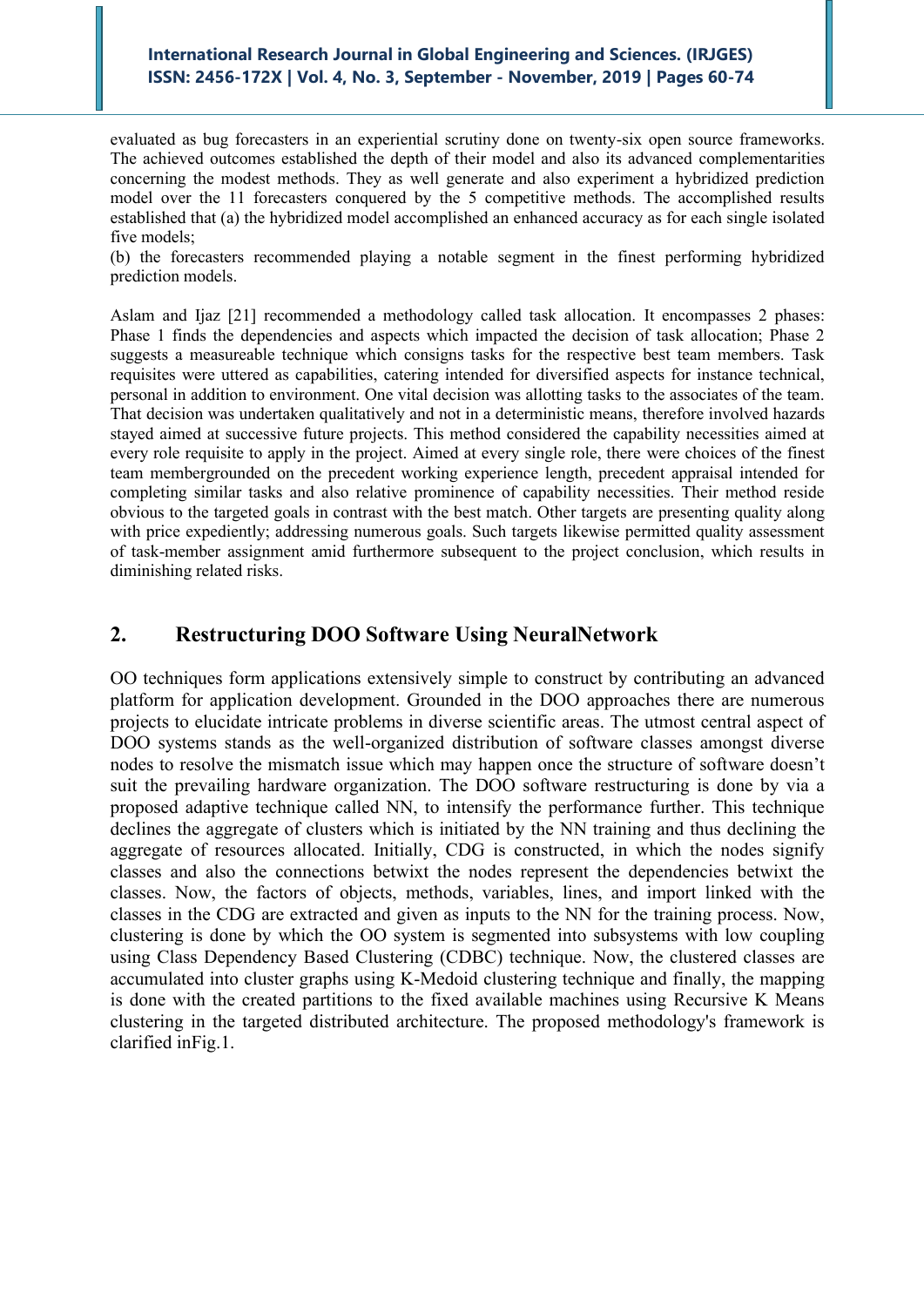evaluated as bug forecasters in an experiential scrutiny done on twenty-six open source frameworks. The achieved outcomes established the depth of their model and also its advanced complementarities concerning the modest methods. They as well generate and also experiment a hybridized prediction model over the 11 forecasters conquered by the 5 competitive methods. The accomplished results established that (a) the hybridized model accomplished an enhanced accuracy as for each single isolated five models;
(b) the forecasters recommended playing a notable segment in the finest performing hybridized prediction models.

Aslam and Ijaz [21] recommended a methodology called task allocation. It encompasses 2 phases: Phase 1 finds the dependencies and aspects which impacted the decision of task allocation; Phase 2 suggests a measureable technique which consigns tasks for the respective best team members. Task requisites were uttered as capabilities, catering intended for diversified aspects for instance technical, personal in addition to environment. One vital decision was allotting tasks to the associates of the team. That decision was undertaken qualitatively and not in a deterministic means, therefore involved hazards stayed aimed at successive future projects. This method considered the capability necessities aimed at every role requisite to apply in the project. Aimed at every single role, there were choices of the finest team membergrounded on the precedent working experience length, precedent appraisal intended for completing similar tasks and also relative prominence of capability necessities. Their method reside obvious to the targeted goals in contrast with the best match. Other targets are presenting quality along with price expediently; addressing numerous goals. Such targets likewise permitted quality assessment of task-member assignment amid furthermore subsequent to the project conclusion, which results in diminishing related risks.

## 2. Restructuring DOO Software Using NeuralNetwork

OO techniques form applications extensively simple to construct by contributing an advanced platform for application development. Grounded in the DOO approaches there are numerous projects to elucidate intricate problems in diverse scientific areas. The utmost central aspect of DOO systems stands as the well-organized distribution of software classes amongst diverse nodes to resolve the mismatch issue which may happen once the structure of software doesn't suit the prevailing hardware organization. The DOO software restructuring is done by via a proposed adaptive technique called NN, to intensify the performance further. This technique declines the aggregate of clusters which is initiated by the NN training and thus declining the aggregate of resources allocated. Initially, CDG is constructed, in which the nodes signify classes and also the connections betwixt the nodes represent the dependencies betwixt the classes. Now, the factors of objects, methods, variables, lines, and import linked with the classes in the CDG are extracted and given as inputs to the NN for the training process. Now, clustering is done by which the OO system is segmented into subsystems with low coupling using Class Dependency Based Clustering (CDBC) technique. Now, the clustered classes are accumulated into cluster graphs using K-Medoid clustering technique and finally, the mapping is done with the created partitions to the fixed available machines using Recursive K Means clustering in the targeted distributed architecture. The proposed methodology's framework is clarified inFig.1.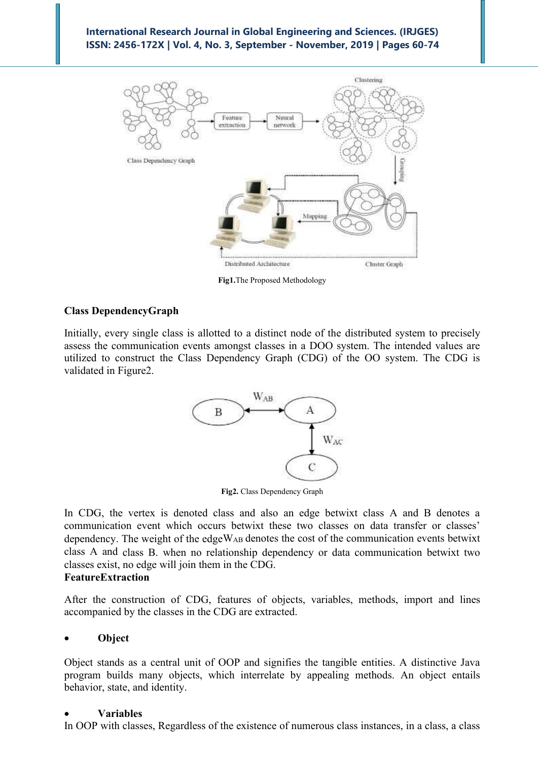Fig1.The Proposed Methodology

**Class DependencyGraph**

Initially, every single class is allotted to a distinct node of the distributed system to precisely assess the communication events amongst classes in a DOO system. The intended values are utilized to construct the Class Dependency Graph (CDG) of the OO system. The CDG is validated in Figure2.

**Fig2.** Class Dependency Graph

In CDG, the vertex is denoted class and also an edge betwixt class A and B denotes a communication event which occurs betwixt these two classes on data transfer or classes' dependency. The weight of the edge$W_{AB}$ denotes the cost of the communication events betwixt class A and class B. when no relationship dependency or data communication betwixt two classes exist, no edge will join them in the CDG.

**FeatureExtraction**

After the construction of CDG, features of objects, variables, methods, import and lines accompanied by the classes in the CDG are extracted.

- **Object**

Object stands as a central unit of OOP and signifies the tangible entities. A distinctive Java program builds many objects, which interrelate by appealing methods. An object entails behavior, state, and identity.

- **Variables**

In OOP with classes, Regardless of the existence of numerous class instances, in a class, a class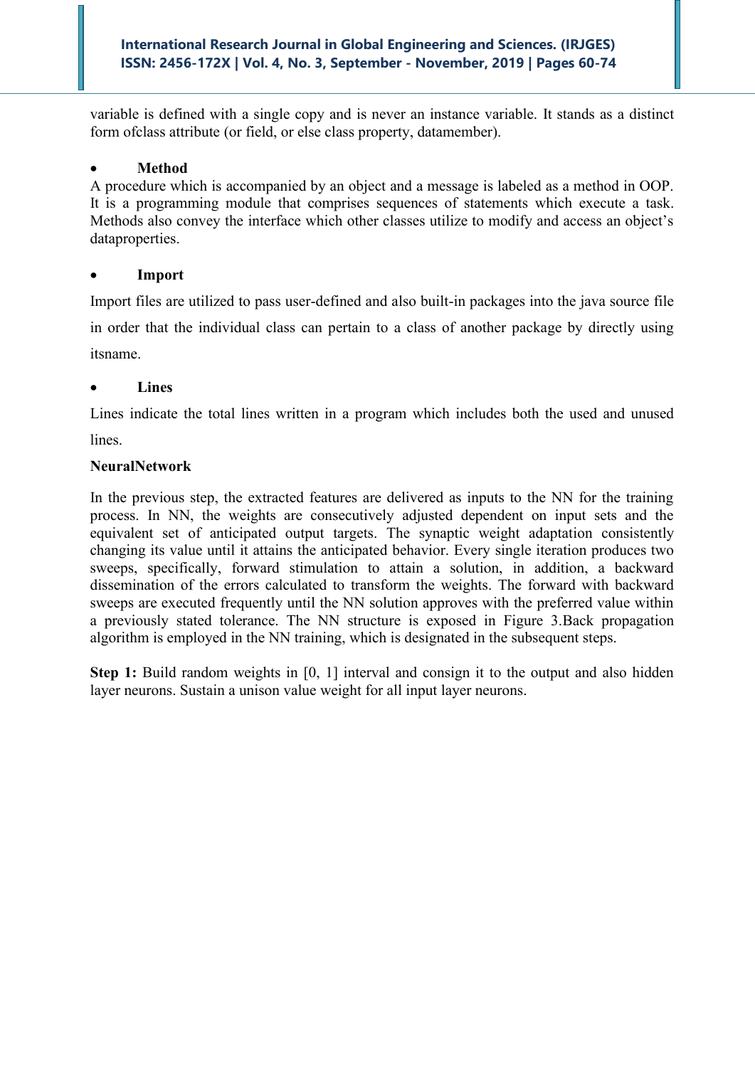variable is defined with a single copy and is never an instance variable. It stands as a distinct form ofclass attribute (or field, or else class property, datamember).

- **Method**

A procedure which is accompanied by an object and a message is labeled as a method in OOP. It is a programming module that comprises sequences of statements which execute a task. Methods also convey the interface which other classes utilize to modify and access an object's dataproperties.

- **Import**

Import files are utilized to pass user-defined and also built-in packages into the java source file in order that the individual class can pertain to a class of another package by directly using itsname.

- **Lines**

Lines indicate the total lines written in a program which includes both the used and unused lines.

**NeuralNetwork**

In the previous step, the extracted features are delivered as inputs to the NN for the training process. In NN, the weights are consecutively adjusted dependent on input sets and the equivalent set of anticipated output targets. The synaptic weight adaptation consistently changing its value until it attains the anticipated behavior. Every single iteration produces two sweeps, specifically, forward stimulation to attain a solution, in addition, a backward dissemination of the errors calculated to transform the weights. The forward with backward sweeps are executed frequently until the NN solution approves with the preferred value within a previously stated tolerance. The NN structure is exposed in Figure 3.Back propagation algorithm is employed in the NN training, which is designated in the subsequent steps.

**Step 1:** Build random weights in [0, 1] interval and consign it to the output and also hidden layer neurons. Sustain a unison value weight for all input layer neurons.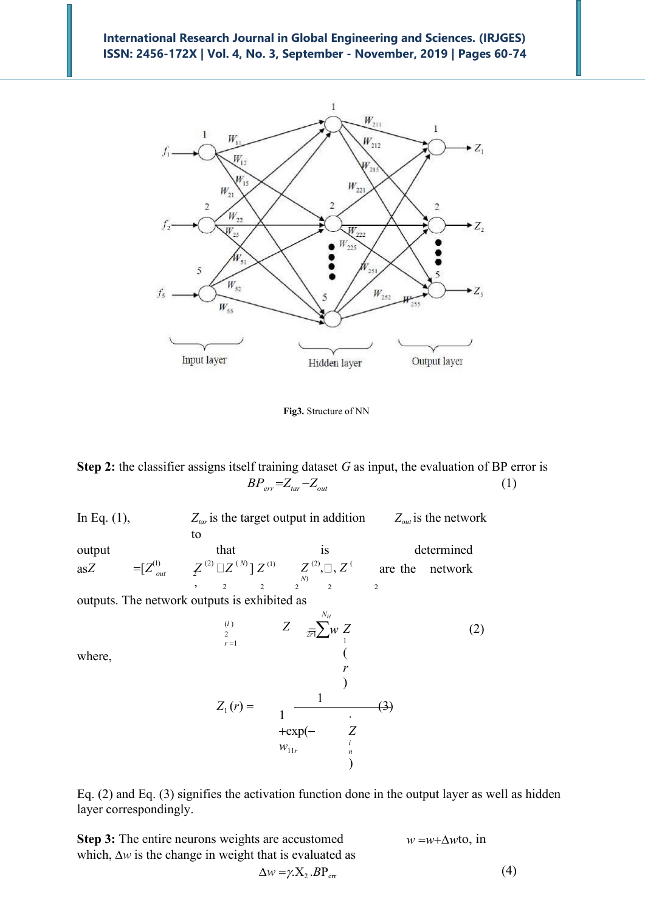Fig3. Structure of NN

**Step 2:** the classifier assigns itself training dataset $G$ as input, the evaluation of BP error is

$$BP_{err} = Z_{tar} - Z_{out} \quad (1)$$

In Eq. (1), $Z_{tar}$ is the target output in addition to $Z_{out}$ is the network output that is determined as $Z = [Z^{(1)}_{out}, Z^{(2)}_{2} \cdots Z^{(N)}_{2}]$ $Z^{(1)}_{2}, Z^{(2)}_{2}, \cdots, Z^{(N)}_{2}$ are the network outputs. The network outputs is exhibited as

$$Z^{(l)}_{2} = \sum_{r=1}^{N_H} w_{2r1} Z_1(r) \quad (2)$$

where,

$$Z_1(r) = \frac{1}{1 + \exp(-w_{11r} \cdot Z_{in})} \quad (3)$$

Eq. (2) and Eq. (3) signifies the activation function done in the output layer as well as hidden layer correspondingly.

**Step 3:** The entire neurons weights are accustomed $w = w + \Delta w$ to, in which, $\Delta w$ is the change in weight that is evaluated as

$$\Delta w = \gamma . X_2 . BP_{err} \quad (4)$$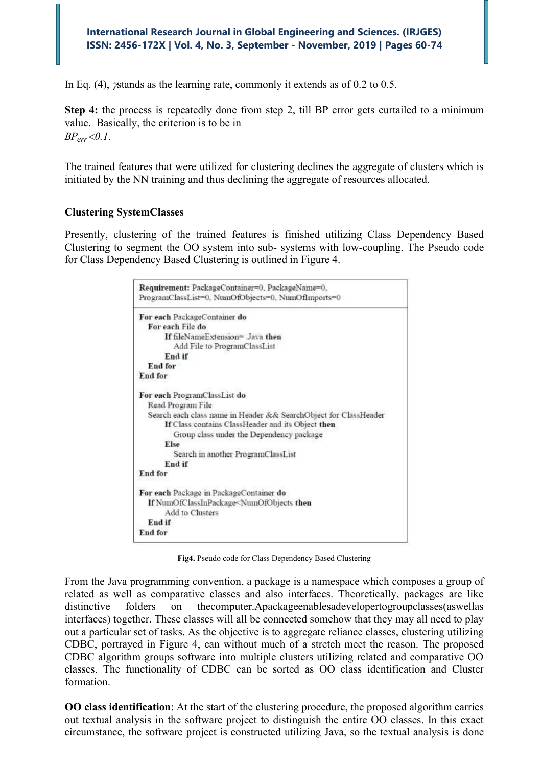In Eq. (4), $\gamma$stands as the learning rate, commonly it extends as of 0.2 to 0.5.

**Step 4:** the process is repeatedly done from step 2, till BP error gets curtailed to a minimum value. Basically, the criterion is to be in
$BP_{err}<0.1$.

The trained features that were utilized for clustering declines the aggregate of clusters which is initiated by the NN training and thus declining the aggregate of resources allocated.

### Clustering SystemClasses

Presently, clustering of the trained features is finished utilizing Class Dependency Based Clustering to segment the OO system into sub- systems with low-coupling. The Pseudo code for Class Dependency Based Clustering is outlined in Figure 4.

```
Requirement: PackageContainer=0, PackageName=0,
ProgramClassList=0, NumOfObjects=0, NumOfImports=0

For each PackageContainer do
   For each File do
      If fileNameExtension= .Java then
         Add File to ProgramClassList
      End if
   End for
End for

For each ProgramClassList do
   Read Program File
   Search each class name in Header && SearchObject for ClassHeader
      If Class contains ClassHeader and its Object then
         Group class under the Dependency package
      Else
         Search in another ProgramClassList
      End if
End for

For each Package in PackageContainer do
   If NumOfClassInPackage<NumOfObjects then
      Add to Clusters
   End if
End for
```

**Fig4.** Pseudo code for Class Dependency Based Clustering

From the Java programming convention, a package is a namespace which composes a group of related as well as comparative classes and also interfaces. Theoretically, packages are like distinctive folders on thecomputer.Apackageenablesadevelopertogroupclasses(aswellas interfaces) together. These classes will all be connected somehow that they may all need to play out a particular set of tasks. As the objective is to aggregate reliance classes, clustering utilizing CDBC, portrayed in Figure 4, can without much of a stretch meet the reason. The proposed CDBC algorithm groups software into multiple clusters utilizing related and comparative OO classes. The functionality of CDBC can be sorted as OO class identification and Cluster formation.

**OO class identification**: At the start of the clustering procedure, the proposed algorithm carries out textual analysis in the software project to distinguish the entire OO classes. In this exact circumstance, the software project is constructed utilizing Java, so the textual analysis is done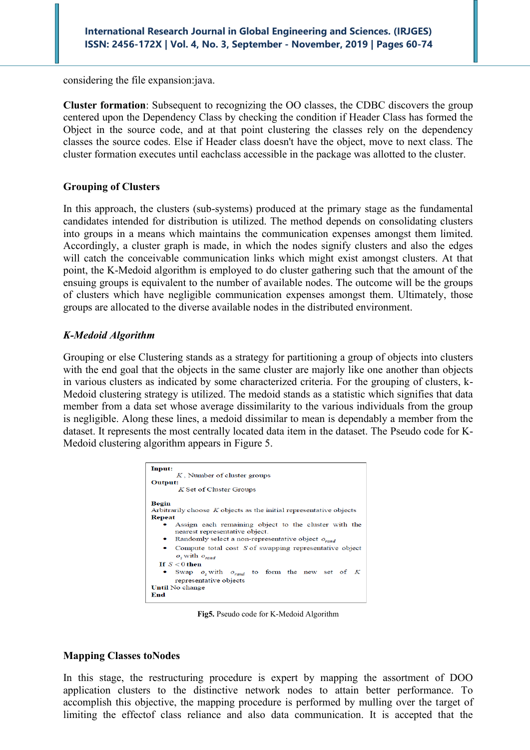considering the file expansion:java.

**Cluster formation**: Subsequent to recognizing the OO classes, the CDBC discovers the group centered upon the Dependency Class by checking the condition if Header Class has formed the Object in the source code, and at that point clustering the classes rely on the dependency classes the source codes. Else if Header class doesn't have the object, move to next class. The cluster formation executes until eachclass accessible in the package was allotted to the cluster.

### Grouping of Clusters

In this approach, the clusters (sub-systems) produced at the primary stage as the fundamental candidates intended for distribution is utilized. The method depends on consolidating clusters into groups in a means which maintains the communication expenses amongst them limited. Accordingly, a cluster graph is made, in which the nodes signify clusters and also the edges will catch the conceivable communication links which might exist amongst clusters. At that point, the K-Medoid algorithm is employed to do cluster gathering such that the amount of the ensuing groups is equivalent to the number of available nodes. The outcome will be the groups of clusters which have negligible communication expenses amongst them. Ultimately, those groups are allocated to the diverse available nodes in the distributed environment.

### *K-Medoid Algorithm*

Grouping or else Clustering stands as a strategy for partitioning a group of objects into clusters with the end goal that the objects in the same cluster are majorly like one another than objects in various clusters as indicated by some characterized criteria. For the grouping of clusters, k-Medoid clustering strategy is utilized. The medoid stands as a statistic which signifies that data member from a data set whose average dissimilarity to the various individuals from the group is negligible. Along these lines, a medoid dissimilar to mean is dependably a member from the dataset. It represents the most centrally located data item in the dataset. The Pseudo code for K-Medoid clustering algorithm appears in Figure 5.

**Input:**
 $K$, Number of cluster groups
**Output:**
 $K$ Set of Cluster Groups

**Begin**
Arbitrarily choose $K$ objects as the initial representative objects
**Repeat**
- Assign each remaining object to the cluster with the nearest representative object.
- Randomly select a non-representative object $o_{rand}$
- Compute total cost $S$ of swapping representative object $o_s$ with $o_{rand}$

 **If** $S < 0$ **then**
- Swap $o_s$ with $o_{rand}$ to form the new set of $K$ representative objects

**Until** No change
**End**

**Fig5.** Pseudo code for K-Medoid Algorithm

### Mapping Classes toNodes

In this stage, the restructuring procedure is expert by mapping the assortment of DOO application clusters to the distinctive network nodes to attain better performance. To accomplish this objective, the mapping procedure is performed by mulling over the target of limiting the effectof class reliance and also data communication. It is accepted that the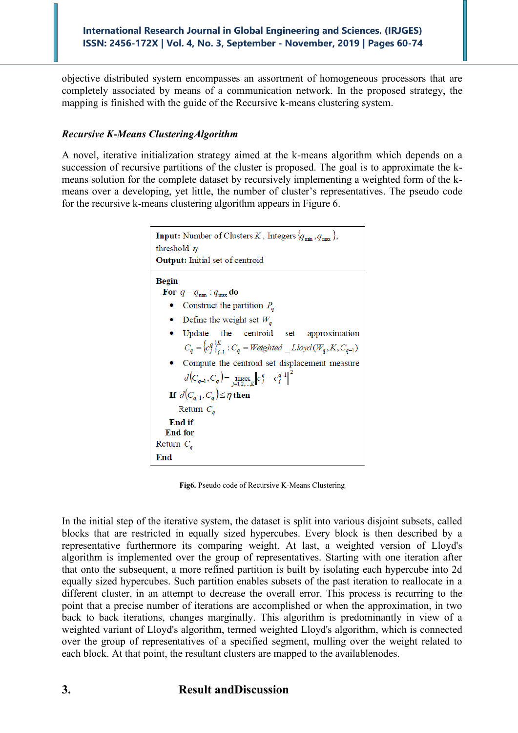objective distributed system encompasses an assortment of homogeneous processors that are completely associated by means of a communication network. In the proposed strategy, the mapping is finished with the guide of the Recursive k-means clustering system.

### *Recursive K-Means ClusteringAlgorithm*

A novel, iterative initialization strategy aimed at the k-means algorithm which depends on a succession of recursive partitions of the cluster is proposed. The goal is to approximate the k-means solution for the complete dataset by recursively implementing a weighted form of the k-means over a developing, yet little, the number of cluster's representatives. The pseudo code for the recursive k-means clustering algorithm appears in Figure 6.

---

**Input:** Number of Clusters $K$, Integers $\{q_{\min}, q_{\max}\}$, threshold $\eta$

**Output:** Initial set of centroid

---

**Begin**

**For** $q = q_{\min} : q_{\max}$ **do**

- Construct the partition $P_q$
- Define the weight set $W_q$
- Update the centroid set approximation $C_q = \{c_j^q\}_{j=1}^{K} : C_q = Weighted\_Lloyd(W_q, K, C_{q-1})$
- Compute the centroid set displacement measure $d(C_{q-1}, C_q) = \max_{j=1,2,\ldots,K} \left\| c_j^q - c_j^{q-1} \right\|^2$

**If** $d(C_{q-1}, C_q) \leq \eta$ **then**

Return $C_q$

**End if**

**End for**

Return $C_q$

**End**

---

**Fig6.** Pseudo code of Recursive K-Means Clustering

In the initial step of the iterative system, the dataset is split into various disjoint subsets, called blocks that are restricted in equally sized hypercubes. Every block is then described by a representative furthermore its comparing weight. At last, a weighted version of Lloyd's algorithm is implemented over the group of representatives. Starting with one iteration after that onto the subsequent, a more refined partition is built by isolating each hypercube into 2d equally sized hypercubes. Such partition enables subsets of the past iteration to reallocate in a different cluster, in an attempt to decrease the overall error. This process is recurring to the point that a precise number of iterations are accomplished or when the approximation, in two back to back iterations, changes marginally. This algorithm is predominantly in view of a weighted variant of Lloyd's algorithm, termed weighted Lloyd's algorithm, which is connected over the group of representatives of a specified segment, mulling over the weight related to each block. At that point, the resultant clusters are mapped to the availablenodes.

## 3. Result andDiscussion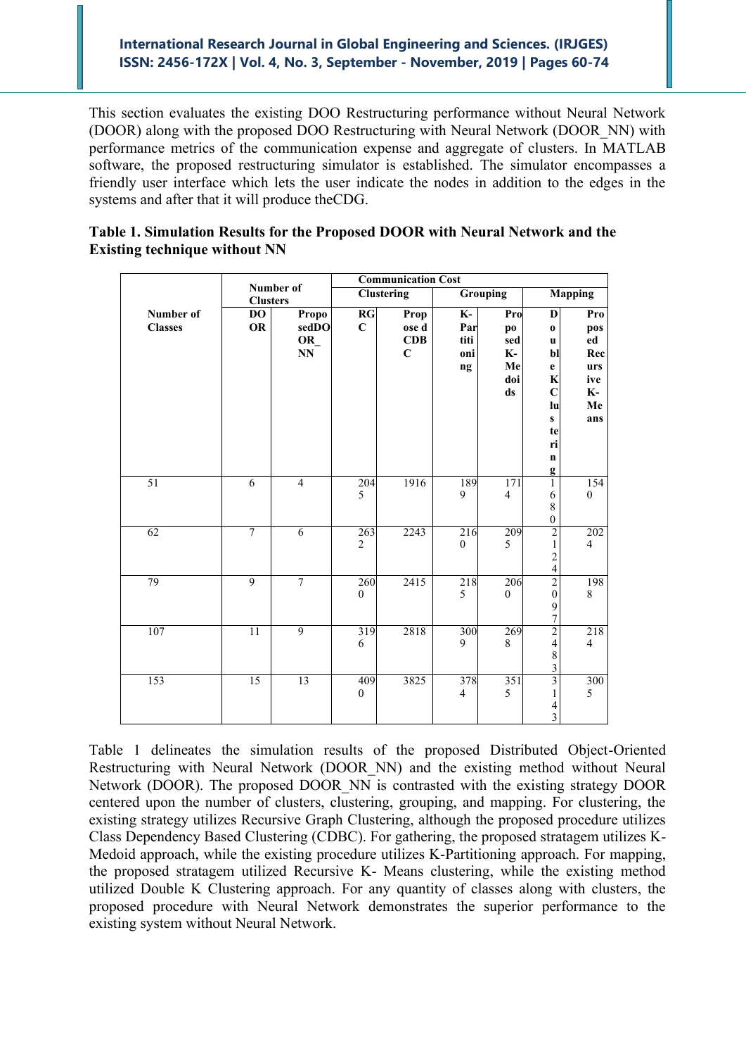This section evaluates the existing DOO Restructuring performance without Neural Network (DOOR) along with the proposed DOO Restructuring with Neural Network (DOOR_NN) with performance metrics of the communication expense and aggregate of clusters. In MATLAB software, the proposed restructuring simulator is established. The simulator encompasses a friendly user interface which lets the user indicate the nodes in addition to the edges in the systems and after that it will produce theCDG.

**Table 1. Simulation Results for the Proposed DOOR with Neural Network and the Existing technique without NN**

| Number of Classes | Number of Clusters | | Communication Cost | | | | | |
|---|---|---|---|---|---|---|---|---|
| | | | Clustering | | Grouping | | Mapping | |
| | DOOR | ProposedDOOR_NN | RGC | Proposed CDBC | K-Partitioning | Proposed K-Medoids | Double K Clustering | Proposed Recursive K-Means |
| 51 | 6 | 4 | 2045 | 1916 | 1899 | 1714 | 1680 | 1540 |
| 62 | 7 | 6 | 2632 | 2243 | 2160 | 2095 | 2124 | 2024 |
| 79 | 9 | 7 | 2600 | 2415 | 2185 | 2060 | 2097 | 1988 |
| 107 | 11 | 9 | 3196 | 2818 | 3009 | 2698 | 2483 | 2184 |
| 153 | 15 | 13 | 4090 | 3825 | 3784 | 3515 | 3143 | 3005 |

Table 1 delineates the simulation results of the proposed Distributed Object-Oriented Restructuring with Neural Network (DOOR_NN) and the existing method without Neural Network (DOOR). The proposed DOOR_NN is contrasted with the existing strategy DOOR centered upon the number of clusters, clustering, grouping, and mapping. For clustering, the existing strategy utilizes Recursive Graph Clustering, although the proposed procedure utilizes Class Dependency Based Clustering (CDBC). For gathering, the proposed stratagem utilizes K-Medoid approach, while the existing procedure utilizes K-Partitioning approach. For mapping, the proposed stratagem utilized Recursive K- Means clustering, while the existing method utilized Double K Clustering approach. For any quantity of classes along with clusters, the proposed procedure with Neural Network demonstrates the superior performance to the existing system without Neural Network.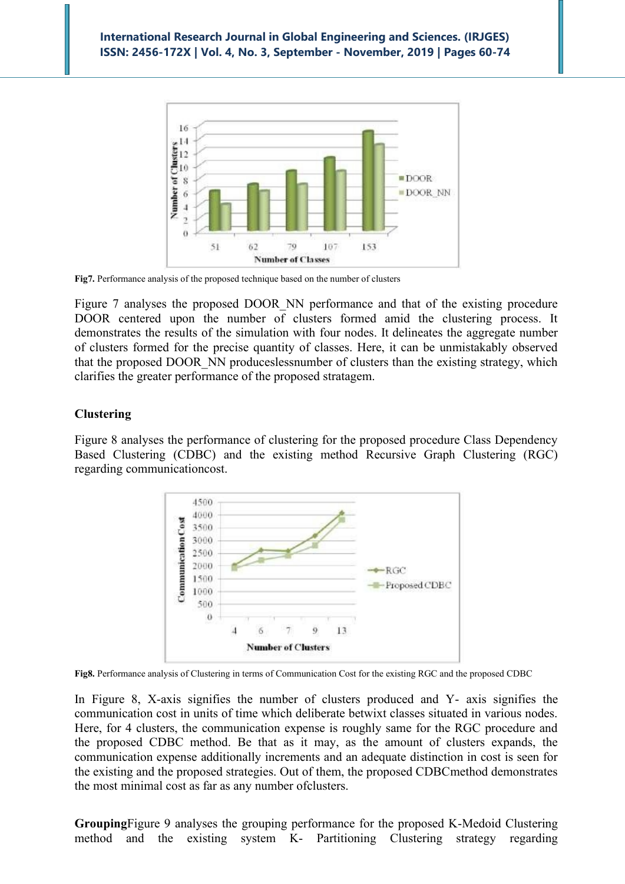**Fig7.** Performance analysis of the proposed technique based on the number of clusters

Figure 7 analyses the proposed DOOR_NN performance and that of the existing procedure DOOR centered upon the number of clusters formed amid the clustering process. It demonstrates the results of the simulation with four nodes. It delineates the aggregate number of clusters formed for the precise quantity of classes. Here, it can be unmistakably observed that the proposed DOOR_NN produceslessnumber of clusters than the existing strategy, which clarifies the greater performance of the proposed stratagem.

### Clustering

Figure 8 analyses the performance of clustering for the proposed procedure Class Dependency Based Clustering (CDBC) and the existing method Recursive Graph Clustering (RGC) regarding communicationcost.

**Fig8.** Performance analysis of Clustering in terms of Communication Cost for the existing RGC and the proposed CDBC

In Figure 8, X-axis signifies the number of clusters produced and Y- axis signifies the communication cost in units of time which deliberate betwixt classes situated in various nodes. Here, for 4 clusters, the communication expense is roughly same for the RGC procedure and the proposed CDBC method. Be that as it may, as the amount of clusters expands, the communication expense additionally increments and an adequate distinction in cost is seen for the existing and the proposed strategies. Out of them, the proposed CDBCmethod demonstrates the most minimal cost as far as any number ofclusters.

**Grouping**Figure 9 analyses the grouping performance for the proposed K-Medoid Clustering method and the existing system K- Partitioning Clustering strategy regarding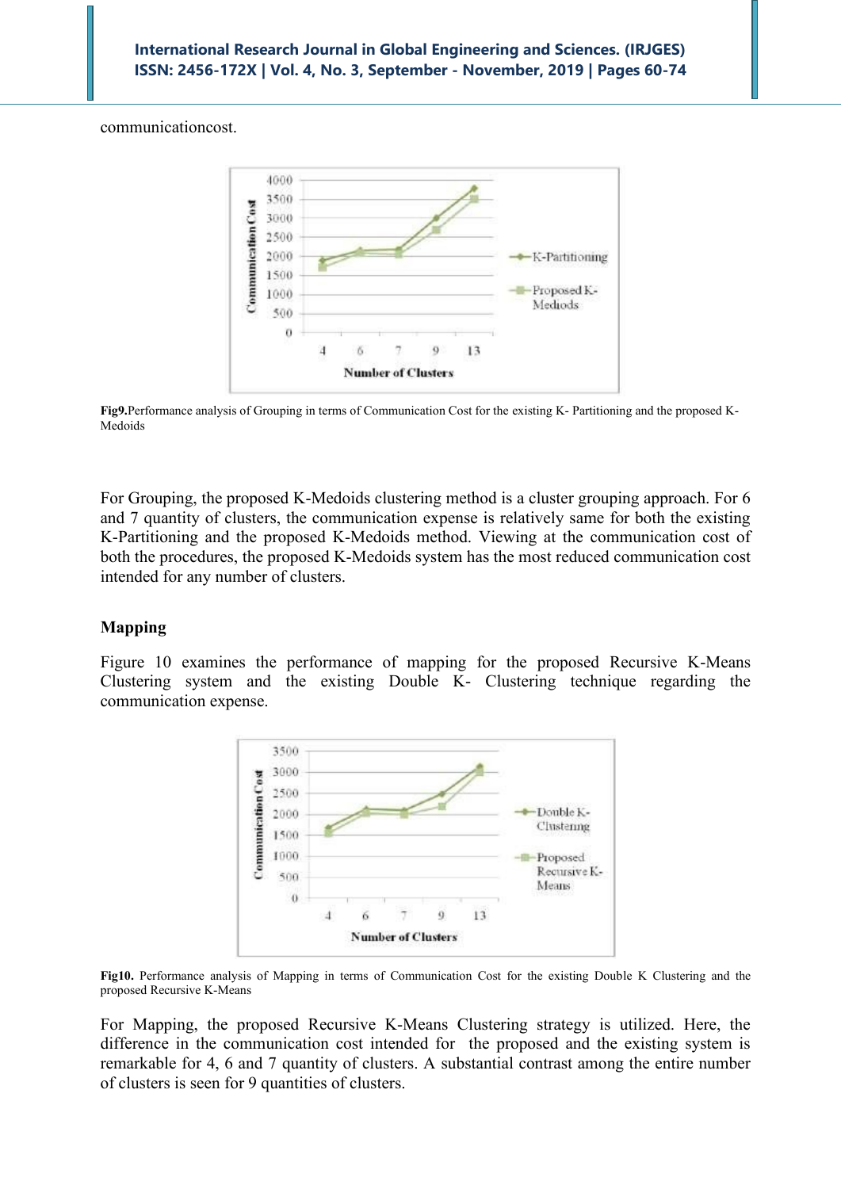communicationcost.

Fig9.Performance analysis of Grouping in terms of Communication Cost for the existing K- Partitioning and the proposed K-Medoids

For Grouping, the proposed K-Medoids clustering method is a cluster grouping approach. For 6 and 7 quantity of clusters, the communication expense is relatively same for both the existing K-Partitioning and the proposed K-Medoids method. Viewing at the communication cost of both the procedures, the proposed K-Medoids system has the most reduced communication cost intended for any number of clusters.

## Mapping

Figure 10 examines the performance of mapping for the proposed Recursive K-Means Clustering system and the existing Double K- Clustering technique regarding the communication expense.

Fig10. Performance analysis of Mapping in terms of Communication Cost for the existing Double K Clustering and the proposed Recursive K-Means

For Mapping, the proposed Recursive K-Means Clustering strategy is utilized. Here, the difference in the communication cost intended for the proposed and the existing system is remarkable for 4, 6 and 7 quantity of clusters. A substantial contrast among the entire number of clusters is seen for 9 quantities of clusters.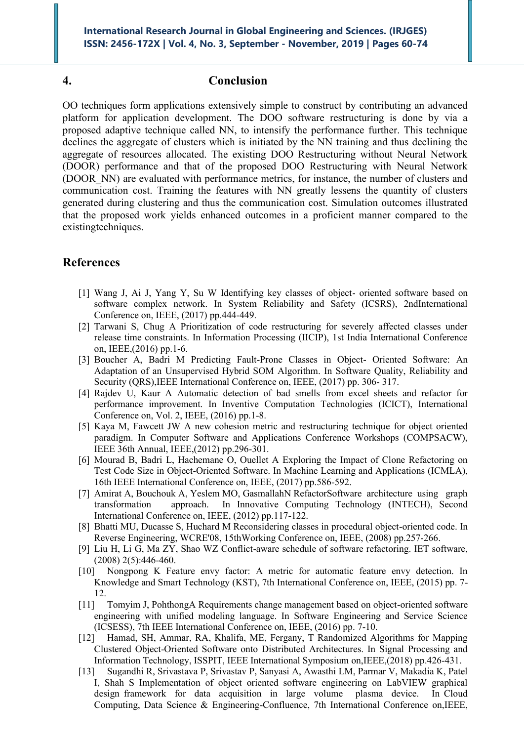## 4. Conclusion

OO techniques form applications extensively simple to construct by contributing an advanced platform for application development. The DOO software restructuring is done by via a proposed adaptive technique called NN, to intensify the performance further. This technique declines the aggregate of clusters which is initiated by the NN training and thus declining the aggregate of resources allocated. The existing DOO Restructuring without Neural Network (DOOR) performance and that of the proposed DOO Restructuring with Neural Network (DOOR_NN) are evaluated with performance metrics, for instance, the number of clusters and communication cost. Training the features with NN greatly lessens the quantity of clusters generated during clustering and thus the communication cost. Simulation outcomes illustrated that the proposed work yields enhanced outcomes in a proficient manner compared to the existingtechniques.

## References

[1] Wang J, Ai J, Yang Y, Su W Identifying key classes of object- oriented software based on software complex network. In System Reliability and Safety (ICSRS), 2ndInternational Conference on, IEEE, (2017) pp.444-449.

[2] Tarwani S, Chug A Prioritization of code restructuring for severely affected classes under release time constraints. In Information Processing (IICIP), 1st India International Conference on, IEEE,(2016) pp.1-6.

[3] Boucher A, Badri M Predicting Fault-Prone Classes in Object- Oriented Software: An Adaptation of an Unsupervised Hybrid SOM Algorithm. In Software Quality, Reliability and Security (QRS),IEEE International Conference on, IEEE, (2017) pp. 306- 317.

[4] Rajdev U, Kaur A Automatic detection of bad smells from excel sheets and refactor for performance improvement. In Inventive Computation Technologies (ICICT), International Conference on, Vol. 2, IEEE, (2016) pp.1-8.

[5] Kaya M, Fawcett JW A new cohesion metric and restructuring technique for object oriented paradigm. In Computer Software and Applications Conference Workshops (COMPSACW), IEEE 36th Annual, IEEE,(2012) pp.296-301.

[6] Mourad B, Badri L, Hachemane O, Ouellet A Exploring the Impact of Clone Refactoring on Test Code Size in Object-Oriented Software. In Machine Learning and Applications (ICMLA), 16th IEEE International Conference on, IEEE, (2017) pp.586-592.

[7] Amirat A, Bouchouk A, Yeslem MO, GasmallahN RefactorSoftware architecture using graph transformation approach. In Innovative Computing Technology (INTECH), Second International Conference on, IEEE, (2012) pp.117-122.

[8] Bhatti MU, Ducasse S, Huchard M Reconsidering classes in procedural object-oriented code. In Reverse Engineering, WCRE'08, 15thWorking Conference on, IEEE, (2008) pp.257-266.

[9] Liu H, Li G, Ma ZY, Shao WZ Conflict-aware schedule of software refactoring. IET software, (2008) 2(5):446-460.

[10] Nongpong K Feature envy factor: A metric for automatic feature envy detection. In Knowledge and Smart Technology (KST), 7th International Conference on, IEEE, (2015) pp. 7-12.

[11] Tomyim J, PohthongA Requirements change management based on object-oriented software engineering with unified modeling language. In Software Engineering and Service Science (ICSESS), 7th IEEE International Conference on, IEEE, (2016) pp. 7-10.

[12] Hamad, SH, Ammar, RA, Khalifa, ME, Fergany, T Randomized Algorithms for Mapping Clustered Object-Oriented Software onto Distributed Architectures. In Signal Processing and Information Technology, ISSPIT, IEEE International Symposium on,IEEE,(2018) pp.426-431.

[13] Sugandhi R, Srivastava P, Srivastav P, Sanyasi A, Awasthi LM, Parmar V, Makadia K, Patel I, Shah S Implementation of object oriented software engineering on LabVIEW graphical design framework for data acquisition in large volume plasma device. In Cloud Computing, Data Science & Engineering-Confluence, 7th International Conference on,IEEE,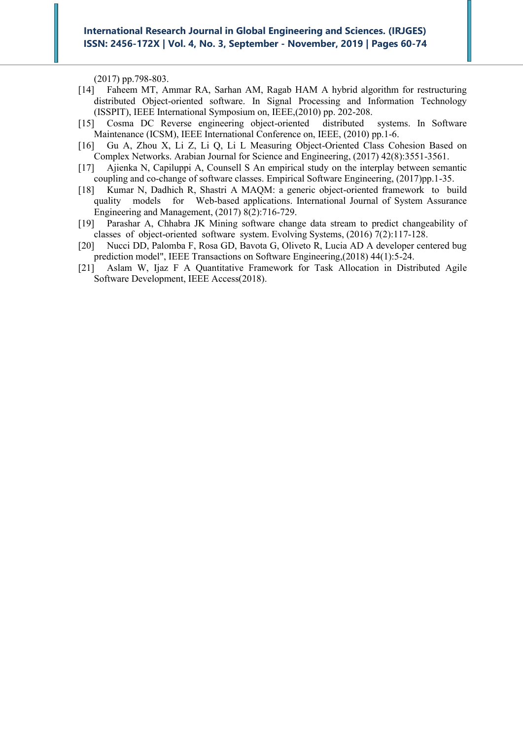(2017) pp.798-803.

[14] Faheem MT, Ammar RA, Sarhan AM, Ragab HAM A hybrid algorithm for restructuring distributed Object-oriented software. In Signal Processing and Information Technology (ISSPIT), IEEE International Symposium on, IEEE,(2010) pp. 202-208.

[15] Cosma DC Reverse engineering object-oriented distributed systems. In Software Maintenance (ICSM), IEEE International Conference on, IEEE, (2010) pp.1-6.

[16] Gu A, Zhou X, Li Z, Li Q, Li L Measuring Object-Oriented Class Cohesion Based on Complex Networks. Arabian Journal for Science and Engineering, (2017) 42(8):3551-3561.

[17] Ajienka N, Capiluppi A, Counsell S An empirical study on the interplay between semantic coupling and co-change of software classes. Empirical Software Engineering, (2017)pp.1-35.

[18] Kumar N, Dadhich R, Shastri A MAQM: a generic object-oriented framework to build quality models for Web-based applications. International Journal of System Assurance Engineering and Management, (2017) 8(2):716-729.

[19] Parashar A, Chhabra JK Mining software change data stream to predict changeability of classes of object-oriented software system. Evolving Systems, (2016) 7(2):117-128.

[20] Nucci DD, Palomba F, Rosa GD, Bavota G, Oliveto R, Lucia AD A developer centered bug prediction model", IEEE Transactions on Software Engineering,(2018) 44(1):5-24.

[21] Aslam W, Ijaz F A Quantitative Framework for Task Allocation in Distributed Agile Software Development, IEEE Access(2018).